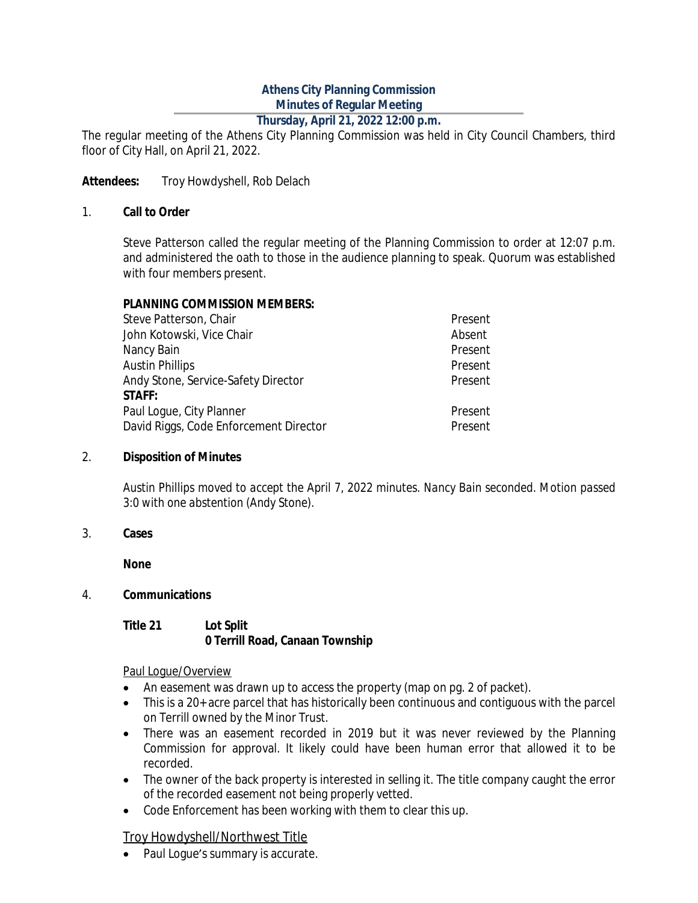# Athens City Planning Commission

## Minutes of Regular Meeting

### Thursday, April 21, 2022 12:00 p.m.

The regular meeting of the Athens City Planning Commission was held in City Council Chambers, third floor of City Hall, on April 21, 2022.

**Attendees:** Troy Howdyshell, Rob Delach

1. **Call to Order**

   Steve Patterson called the regular meeting of the Planning Commission to order at 12:07 p.m. and administered the oath to those in the audience planning to speak. Quorum was established with four members present.

   **PLANNING COMMISSION MEMBERS:**

   | | |
   |---|---|
   | Steve Patterson, Chair | Present |
   | John Kotowski, Vice Chair | Absent |
   | Nancy Bain | Present |
   | Austin Phillips | Present |
   | Andy Stone, Service-Safety Director | Present |
   | **STAFF:** | |
   | Paul Logue, City Planner | Present |
   | David Riggs, Code Enforcement Director | Present |

2. **Disposition of Minutes**

   *Austin Phillips moved to accept the April 7, 2022 minutes. Nancy Bain seconded. Motion passed 3:0 with one abstention (Andy Stone).*

3. **Cases**

   **None**

4. **Communications**

   **Title 21 Lot Split**
   **0 Terrill Road, Canaan Township**

   Paul Logue/Overview

   - An easement was drawn up to access the property (map on pg. 2 of packet).
   - This is a 20+ acre parcel that has historically been continuous and contiguous with the parcel on Terrill owned by the Minor Trust.
   - There was an easement recorded in 2019 but it was never reviewed by the Planning Commission for approval. It likely could have been human error that allowed it to be recorded.
   - The owner of the back property is interested in selling it. The title company caught the error of the recorded easement not being properly vetted.
   - Code Enforcement has been working with them to clear this up.

   Troy Howdyshell/Northwest Title

   - Paul Logue's summary is accurate.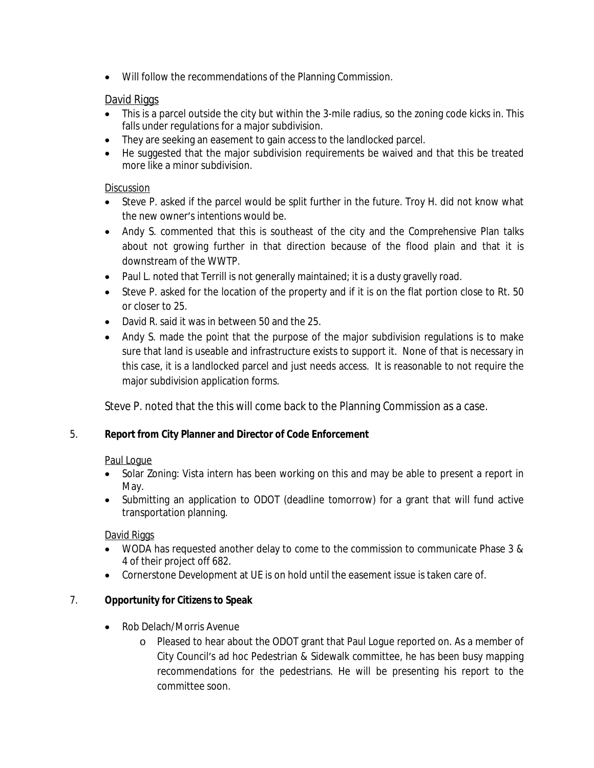- Will follow the recommendations of the Planning Commission.

David Riggs

- This is a parcel outside the city but within the 3-mile radius, so the zoning code kicks in. This falls under regulations for a major subdivision.
- They are seeking an easement to gain access to the landlocked parcel.
- He suggested that the major subdivision requirements be waived and that this be treated more like a minor subdivision.

Discussion

- Steve P. asked if the parcel would be split further in the future. Troy H. did not know what the new owner's intentions would be.
- Andy S. commented that this is southeast of the city and the Comprehensive Plan talks about not growing further in that direction because of the flood plain and that it is downstream of the WWTP.
- Paul L. noted that Terrill is not generally maintained; it is a dusty gravelly road.
- Steve P. asked for the location of the property and if it is on the flat portion close to Rt. 50 or closer to 25.
- David R. said it was in between 50 and the 25.
- Andy S. made the point that the purpose of the major subdivision regulations is to make sure that land is useable and infrastructure exists to support it. None of that is necessary in this case, it is a landlocked parcel and just needs access. It is reasonable to not require the major subdivision application forms.

Steve P. noted that the this will come back to the Planning Commission as a case.

5. **Report from City Planner and Director of Code Enforcement**

Paul Logue

- Solar Zoning: Vista intern has been working on this and may be able to present a report in May.
- Submitting an application to ODOT (deadline tomorrow) for a grant that will fund active transportation planning.

David Riggs

- WODA has requested another delay to come to the commission to communicate Phase 3 & 4 of their project off 682.
- Cornerstone Development at UE is on hold until the easement issue is taken care of.

7. **Opportunity for Citizens to Speak**

- Rob Delach/Morris Avenue
  - Pleased to hear about the ODOT grant that Paul Logue reported on. As a member of City Council's ad hoc Pedestrian & Sidewalk committee, he has been busy mapping recommendations for the pedestrians. He will be presenting his report to the committee soon.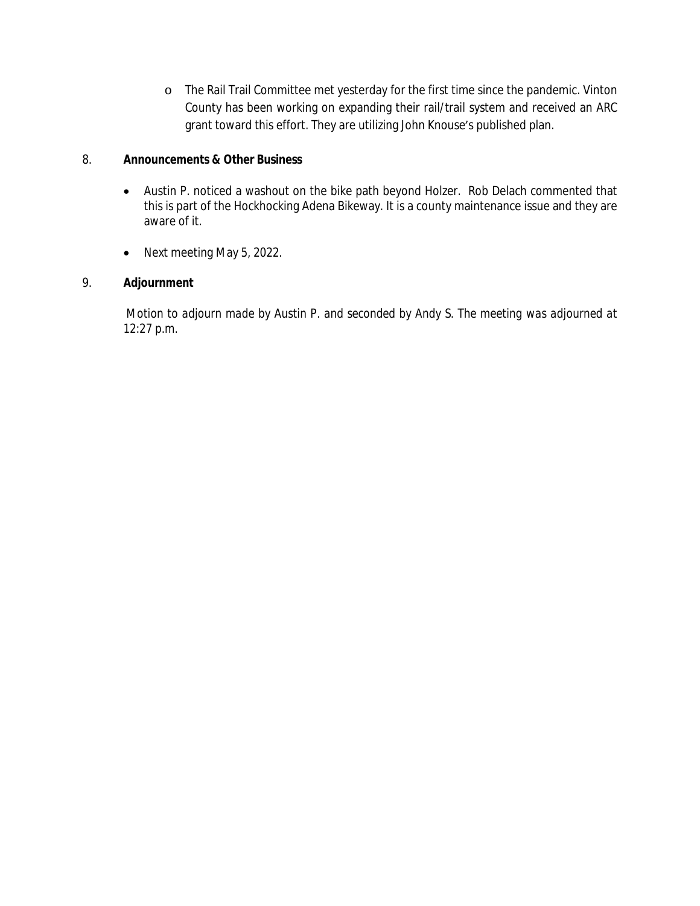- The Rail Trail Committee met yesterday for the first time since the pandemic. Vinton County has been working on expanding their rail/trail system and received an ARC grant toward this effort. They are utilizing John Knouse's published plan.

8. **Announcements & Other Business**

- Austin P. noticed a washout on the bike path beyond Holzer. Rob Delach commented that this is part of the Hockhocking Adena Bikeway. It is a county maintenance issue and they are aware of it.

- Next meeting May 5, 2022.

9. **Adjournment**

*Motion to adjourn made by Austin P. and seconded by Andy S. The meeting was adjourned at 12:27 p.m.*